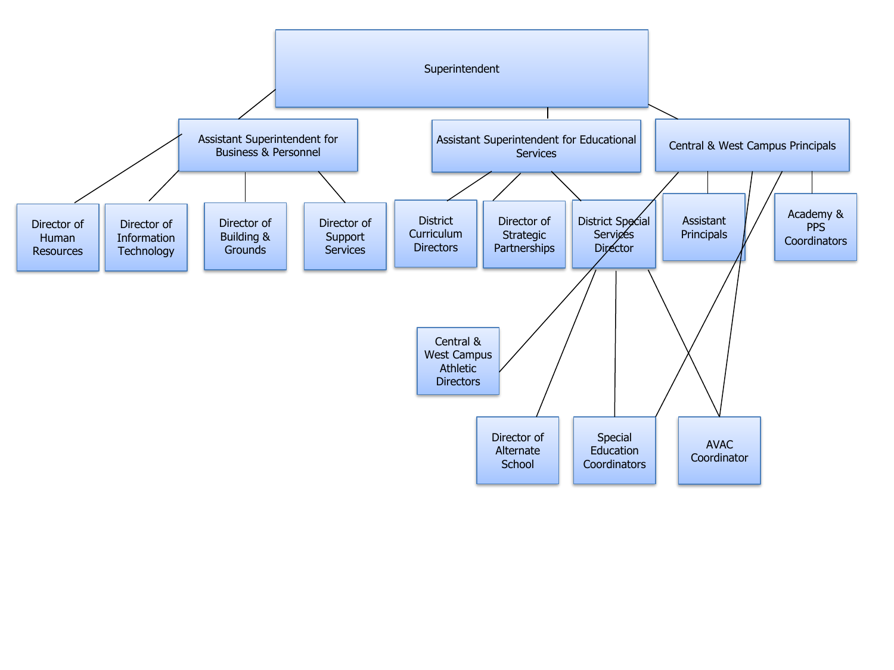- Superintendent
  - Assistant Superintendent for Business & Personnel
    - Director of Human Resources
    - Director of Information Technology
    - Director of Building & Grounds
    - Director of Support Services
  - Assistant Superintendent for Educational Services
    - District Curriculum Directors
    - Director of Strategic Partnerships
    - District Special Services Director
      - Director of Alternate School
      - Special Education Coordinators
      - AVAC Coordinator
  - Central & West Campus Principals
    - Assistant Principals
    - Academy & PPS Coordinators
    - Central & West Campus Athletic Directors
    - Special Education Coordinators
    - AVAC Coordinator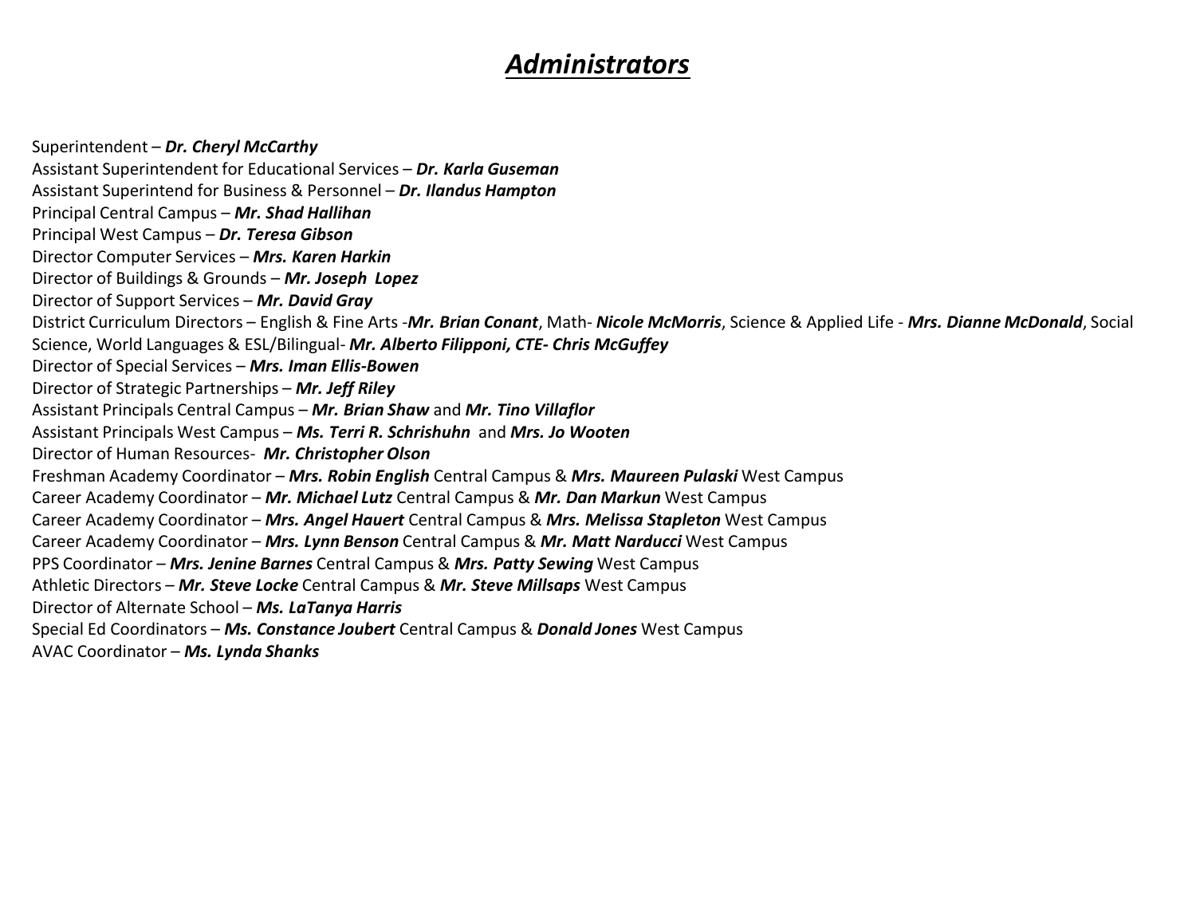# ***Administrators***

Superintendent – ***Dr. Cheryl McCarthy***
Assistant Superintendent for Educational Services – ***Dr. Karla Guseman***
Assistant Superintend for Business & Personnel – ***Dr. Ilandus Hampton***
Principal Central Campus – ***Mr. Shad Hallihan***
Principal West Campus – ***Dr. Teresa Gibson***
Director Computer Services – ***Mrs. Karen Harkin***
Director of Buildings & Grounds – ***Mr. Joseph Lopez***
Director of Support Services – ***Mr. David Gray***
District Curriculum Directors – English & Fine Arts -***Mr. Brian Conant***, Math- ***Nicole McMorris***, Science & Applied Life - ***Mrs. Dianne McDonald***, Social Science, World Languages & ESL/Bilingual- ***Mr. Alberto Filipponi, CTE- Chris McGuffey***
Director of Special Services – ***Mrs. Iman Ellis-Bowen***
Director of Strategic Partnerships – ***Mr. Jeff Riley***
Assistant Principals Central Campus – ***Mr. Brian Shaw*** and ***Mr. Tino Villaflor***
Assistant Principals West Campus – ***Ms. Terri R. Schrishuhn*** and ***Mrs. Jo Wooten***
Director of Human Resources- ***Mr. Christopher Olson***
Freshman Academy Coordinator – ***Mrs. Robin English*** Central Campus & ***Mrs. Maureen Pulaski*** West Campus
Career Academy Coordinator – ***Mr. Michael Lutz*** Central Campus & ***Mr. Dan Markun*** West Campus
Career Academy Coordinator – ***Mrs. Angel Hauert*** Central Campus & ***Mrs. Melissa Stapleton*** West Campus
Career Academy Coordinator – ***Mrs. Lynn Benson*** Central Campus & ***Mr. Matt Narducci*** West Campus
PPS Coordinator – ***Mrs. Jenine Barnes*** Central Campus & ***Mrs. Patty Sewing*** West Campus
Athletic Directors – ***Mr. Steve Locke*** Central Campus & ***Mr. Steve Millsaps*** West Campus
Director of Alternate School – ***Ms. LaTanya Harris***
Special Ed Coordinators – ***Ms. Constance Joubert*** Central Campus & ***Donald Jones*** West Campus
AVAC Coordinator – ***Ms. Lynda Shanks***